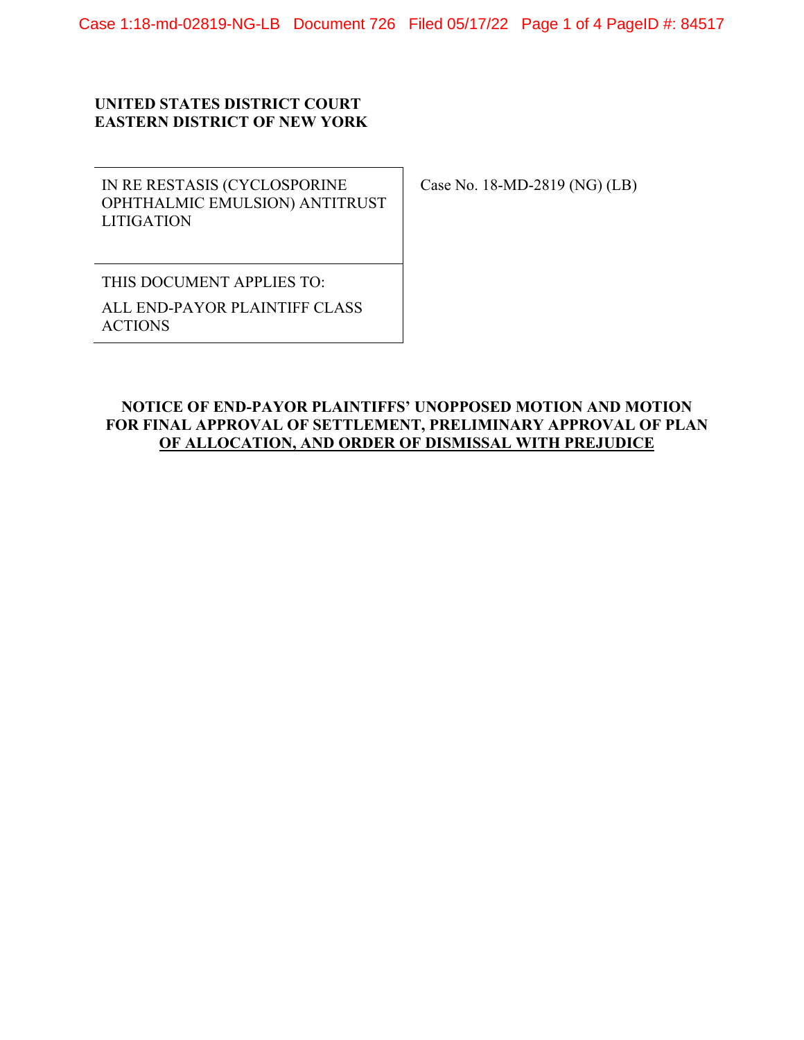**UNITED STATES DISTRICT COURT**
**EASTERN DISTRICT OF NEW YORK**

| IN RE RESTASIS (CYCLOSPORINE OPHTHALMIC EMULSION) ANTITRUST LITIGATION | Case No. 18-MD-2819 (NG) (LB) |
|---|---|
| THIS DOCUMENT APPLIES TO: ALL END-PAYOR PLAINTIFF CLASS ACTIONS | |

**NOTICE OF END-PAYOR PLAINTIFFS' UNOPPOSED MOTION AND MOTION FOR FINAL APPROVAL OF SETTLEMENT, PRELIMINARY APPROVAL OF PLAN OF ALLOCATION, AND ORDER OF DISMISSAL WITH PREJUDICE**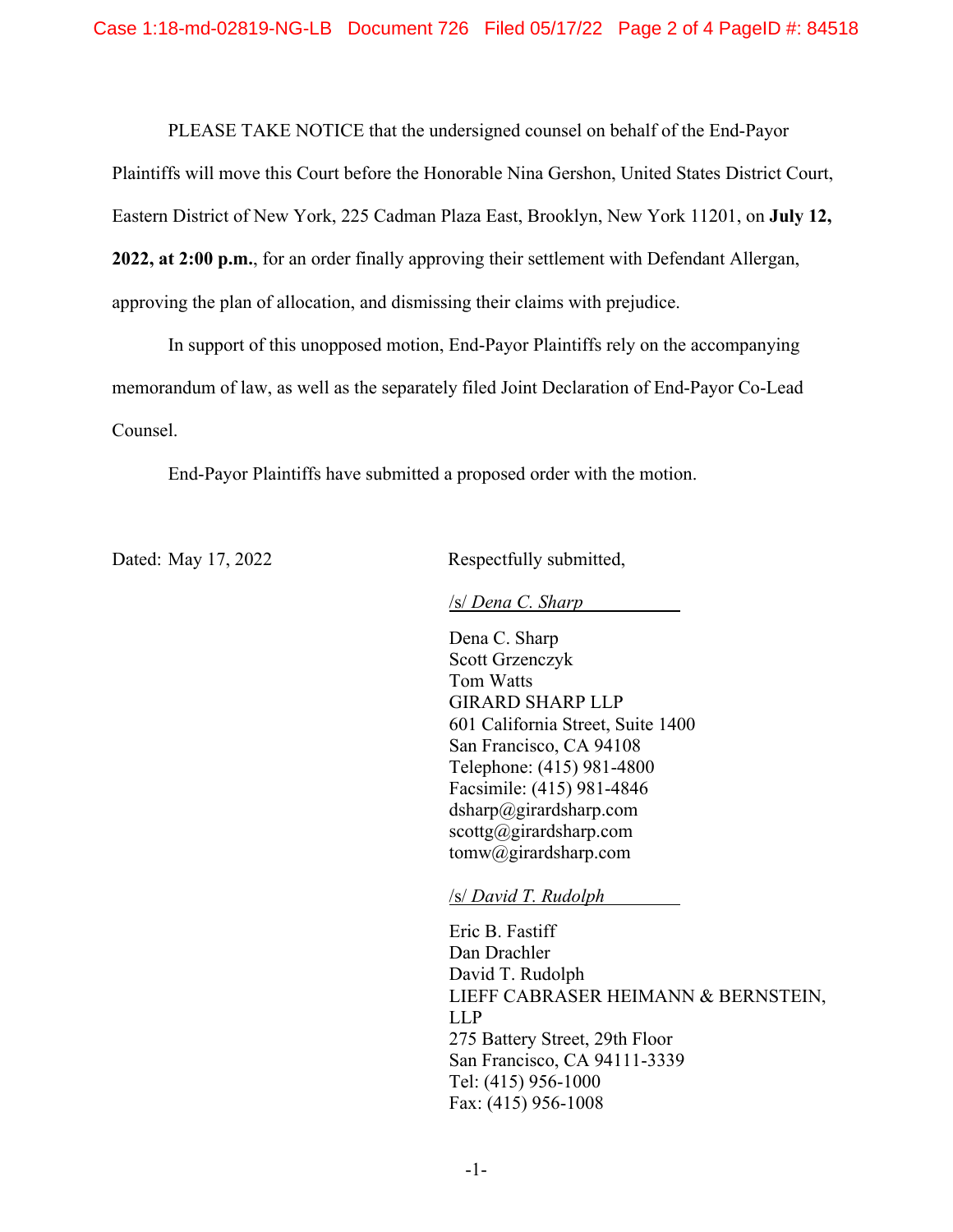PLEASE TAKE NOTICE that the undersigned counsel on behalf of the End-Payor Plaintiffs will move this Court before the Honorable Nina Gershon, United States District Court, Eastern District of New York, 225 Cadman Plaza East, Brooklyn, New York 11201, on **July 12, 2022, at 2:00 p.m.**, for an order finally approving their settlement with Defendant Allergan, approving the plan of allocation, and dismissing their claims with prejudice.

In support of this unopposed motion, End-Payor Plaintiffs rely on the accompanying memorandum of law, as well as the separately filed Joint Declaration of End-Payor Co-Lead Counsel.

End-Payor Plaintiffs have submitted a proposed order with the motion.

Dated: May 17, 2022

Respectfully submitted,

/s/ *Dena C. Sharp*

Dena C. Sharp
Scott Grzenczyk
Tom Watts
GIRARD SHARP LLP
601 California Street, Suite 1400
San Francisco, CA 94108
Telephone: (415) 981-4800
Facsimile: (415) 981-4846
dsharp@girardsharp.com
scottg@girardsharp.com
tomw@girardsharp.com

/s/ *David T. Rudolph*

Eric B. Fastiff
Dan Drachler
David T. Rudolph
LIEFF CABRASER HEIMANN & BERNSTEIN, LLP
275 Battery Street, 29th Floor
San Francisco, CA 94111-3339
Tel: (415) 956-1000
Fax: (415) 956-1008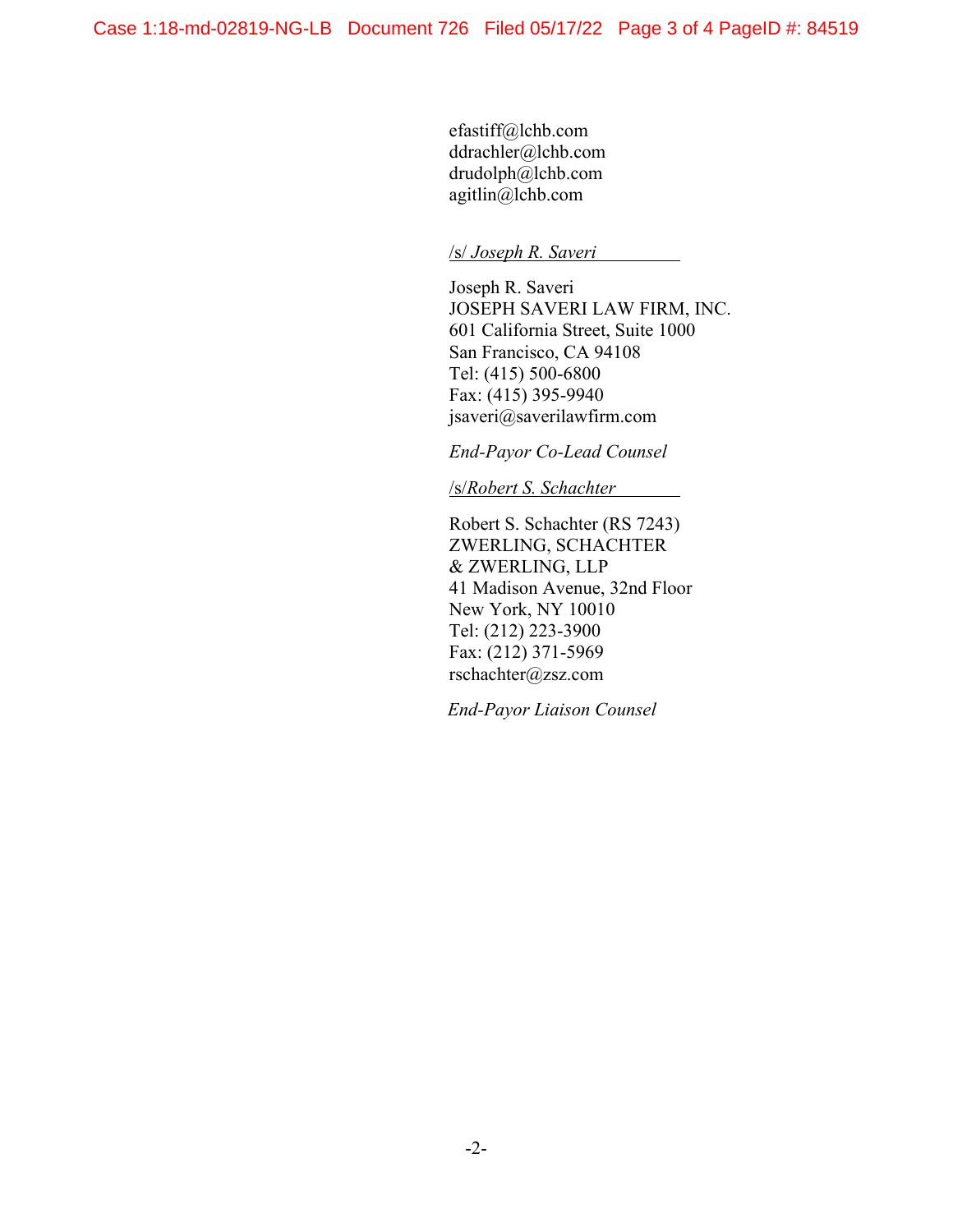efastiff@lchb.com
ddrachler@lchb.com
drudolph@lchb.com
agitlin@lchb.com

/s/ *Joseph R. Saveri*

Joseph R. Saveri
JOSEPH SAVERI LAW FIRM, INC.
601 California Street, Suite 1000
San Francisco, CA 94108
Tel: (415) 500-6800
Fax: (415) 395-9940
jsaveri@saverilawfirm.com

*End-Payor Co-Lead Counsel*

/s/*Robert S. Schachter*

Robert S. Schachter (RS 7243)
ZWERLING, SCHACHTER
& ZWERLING, LLP
41 Madison Avenue, 32nd Floor
New York, NY 10010
Tel: (212) 223-3900
Fax: (212) 371-5969
rschachter@zsz.com

*End-Payor Liaison Counsel*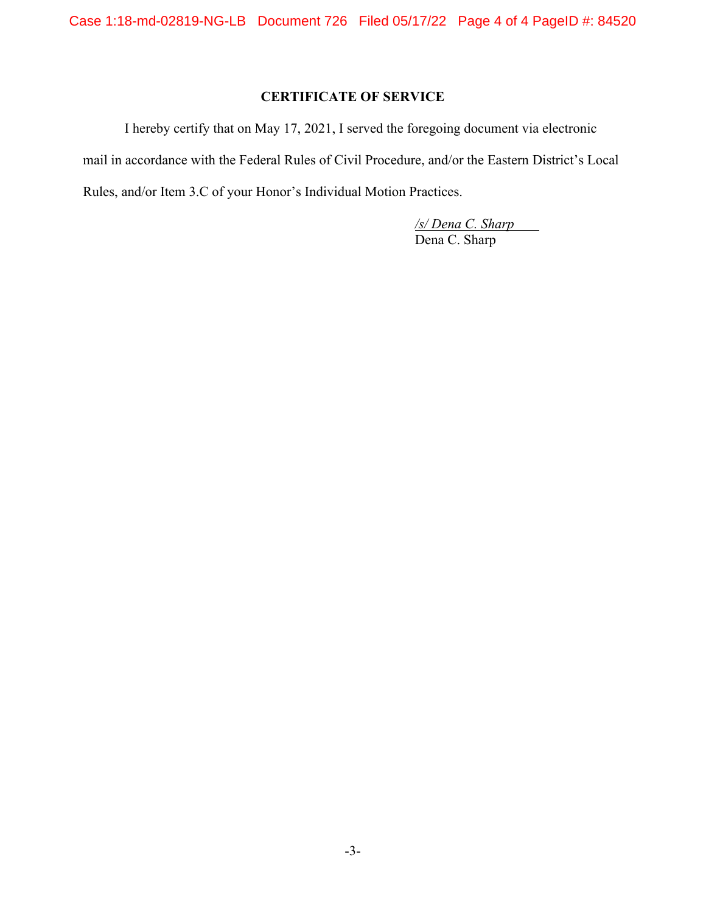**CERTIFICATE OF SERVICE**

I hereby certify that on May 17, 2021, I served the foregoing document via electronic mail in accordance with the Federal Rules of Civil Procedure, and/or the Eastern District's Local Rules, and/or Item 3.C of your Honor's Individual Motion Practices.

*/s/ Dena C. Sharp*
Dena C. Sharp